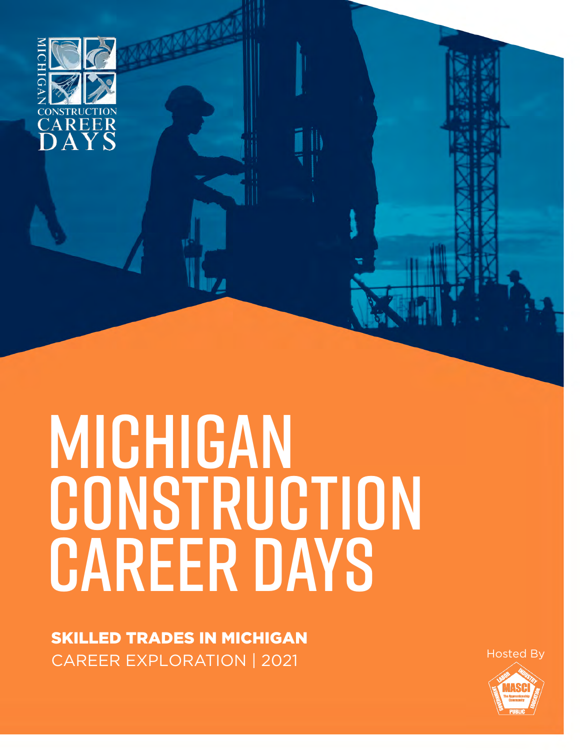MICHIGAN CONSTRUCTION CAREER DAYS

# MICHIGAN CONSTRUCTION CAREER DAYS

**SKILLED TRADES IN MICHIGAN**

CAREER EXPLORATION | 2021

Hosted By

MASCI The Apprenticeship Community

LABOR INDUSTRY EDUCATION PUBLIC GOVERNMENT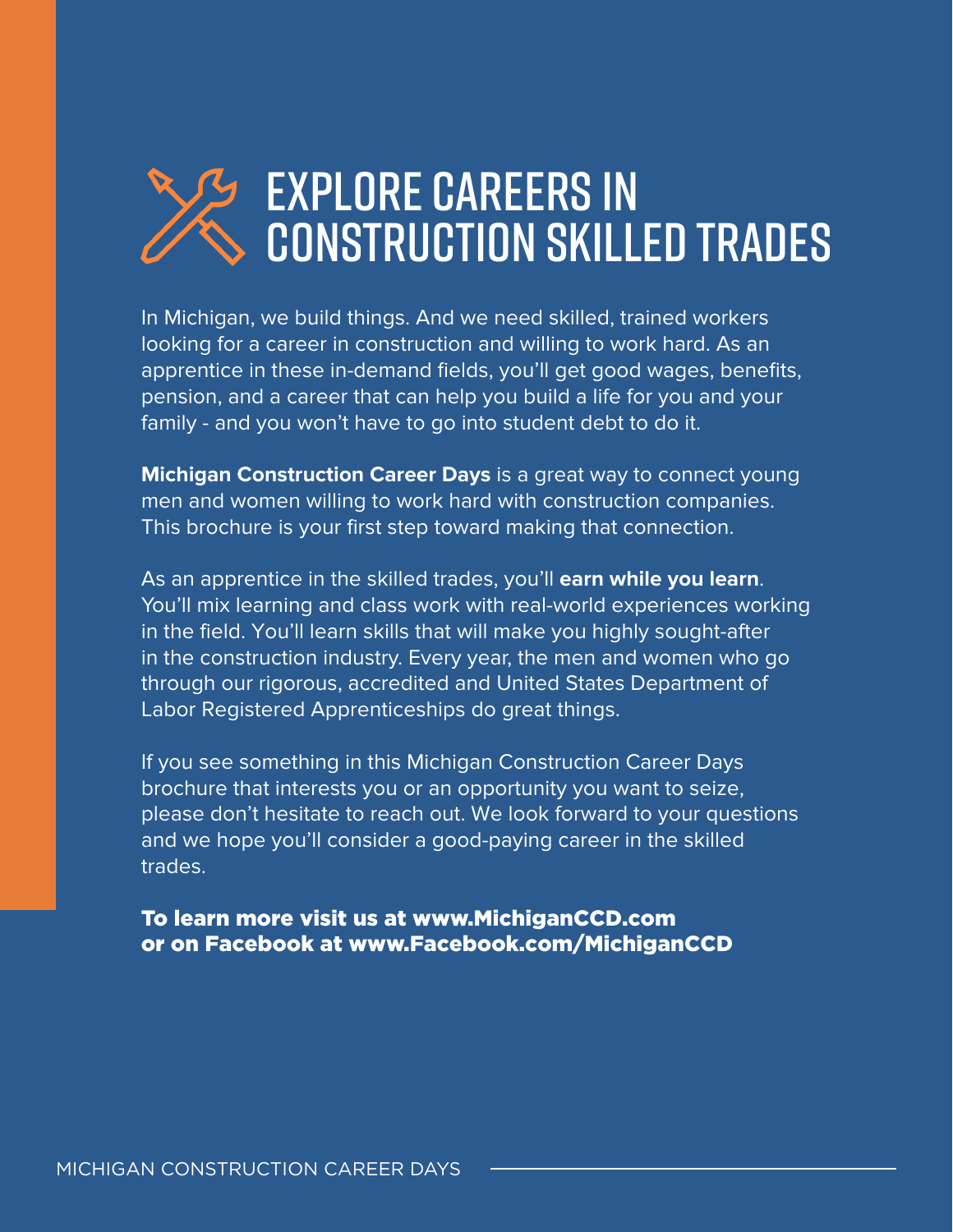# EXPLORE CAREERS IN CONSTRUCTION SKILLED TRADES

In Michigan, we build things. And we need skilled, trained workers looking for a career in construction and willing to work hard. As an apprentice in these in-demand fields, you'll get good wages, benefits, pension, and a career that can help you build a life for you and your family - and you won't have to go into student debt to do it.

**Michigan Construction Career Days** is a great way to connect young men and women willing to work hard with construction companies. This brochure is your first step toward making that connection.

As an apprentice in the skilled trades, you'll **earn while you learn**. You'll mix learning and class work with real-world experiences working in the field. You'll learn skills that will make you highly sought-after in the construction industry. Every year, the men and women who go through our rigorous, accredited and United States Department of Labor Registered Apprenticeships do great things.

If you see something in this Michigan Construction Career Days brochure that interests you or an opportunity you want to seize, please don't hesitate to reach out. We look forward to your questions and we hope you'll consider a good-paying career in the skilled trades.

**To learn more visit us at www.MichiganCCD.com or on Facebook at www.Facebook.com/MichiganCCD**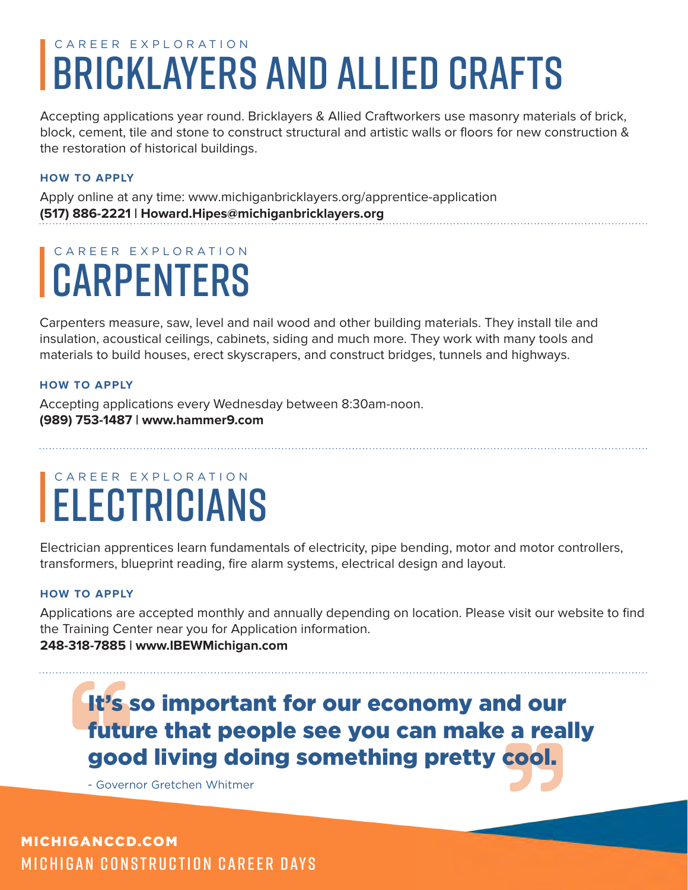CAREER EXPLORATION

# BRICKLAYERS AND ALLIED CRAFTS

Accepting applications year round. Bricklayers & Allied Craftworkers use masonry materials of brick, block, cement, tile and stone to construct structural and artistic walls or floors for new construction & the restoration of historical buildings.

**HOW TO APPLY**

Apply online at any time: www.michiganbricklayers.org/apprentice-application
**(517) 886-2221 | Howard.Hipes@michiganbricklayers.org**

CAREER EXPLORATION

# CARPENTERS

Carpenters measure, saw, level and nail wood and other building materials. They install tile and insulation, acoustical ceilings, cabinets, siding and much more. They work with many tools and materials to build houses, erect skyscrapers, and construct bridges, tunnels and highways.

**HOW TO APPLY**

Accepting applications every Wednesday between 8:30am-noon.
**(989) 753-1487 | www.hammer9.com**

CAREER EXPLORATION

# ELECTRICIANS

Electrician apprentices learn fundamentals of electricity, pipe bending, motor and motor controllers, transformers, blueprint reading, fire alarm systems, electrical design and layout.

**HOW TO APPLY**

Applications are accepted monthly and annually depending on location. Please visit our website to find the Training Center near you for Application information.
**248-318-7885 | www.IBEWMichigan.com**

> **"It's so important for our economy and our future that people see you can make a really good living doing something pretty cool."**
>
> - Governor Gretchen Whitmer

**MICHIGANCCD.COM**
MICHIGAN CONSTRUCTION CAREER DAYS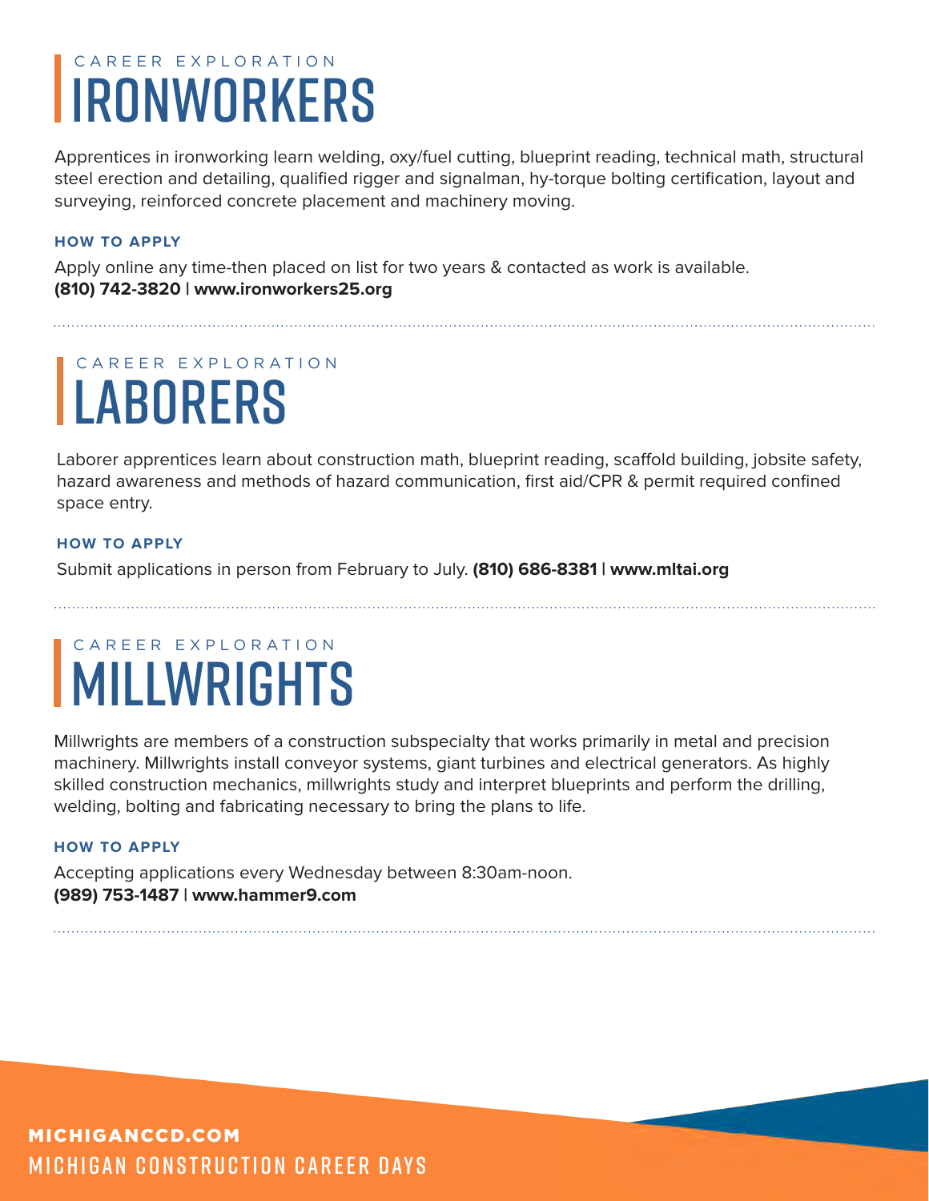CAREER EXPLORATION

# IRONWORKERS

Apprentices in ironworking learn welding, oxy/fuel cutting, blueprint reading, technical math, structural steel erection and detailing, qualified rigger and signalman, hy-torque bolting certification, layout and surveying, reinforced concrete placement and machinery moving.

**HOW TO APPLY**

Apply online any time-then placed on list for two years & contacted as work is available.
**(810) 742-3820 | www.ironworkers25.org**

CAREER EXPLORATION

# LABORERS

Laborer apprentices learn about construction math, blueprint reading, scaffold building, jobsite safety, hazard awareness and methods of hazard communication, first aid/CPR & permit required confined space entry.

**HOW TO APPLY**

Submit applications in person from February to July. **(810) 686-8381 | www.mltai.org**

CAREER EXPLORATION

# MILLWRIGHTS

Millwrights are members of a construction subspecialty that works primarily in metal and precision machinery. Millwrights install conveyor systems, giant turbines and electrical generators. As highly skilled construction mechanics, millwrights study and interpret blueprints and perform the drilling, welding, bolting and fabricating necessary to bring the plans to life.

**HOW TO APPLY**

Accepting applications every Wednesday between 8:30am-noon.
**(989) 753-1487 | www.hammer9.com**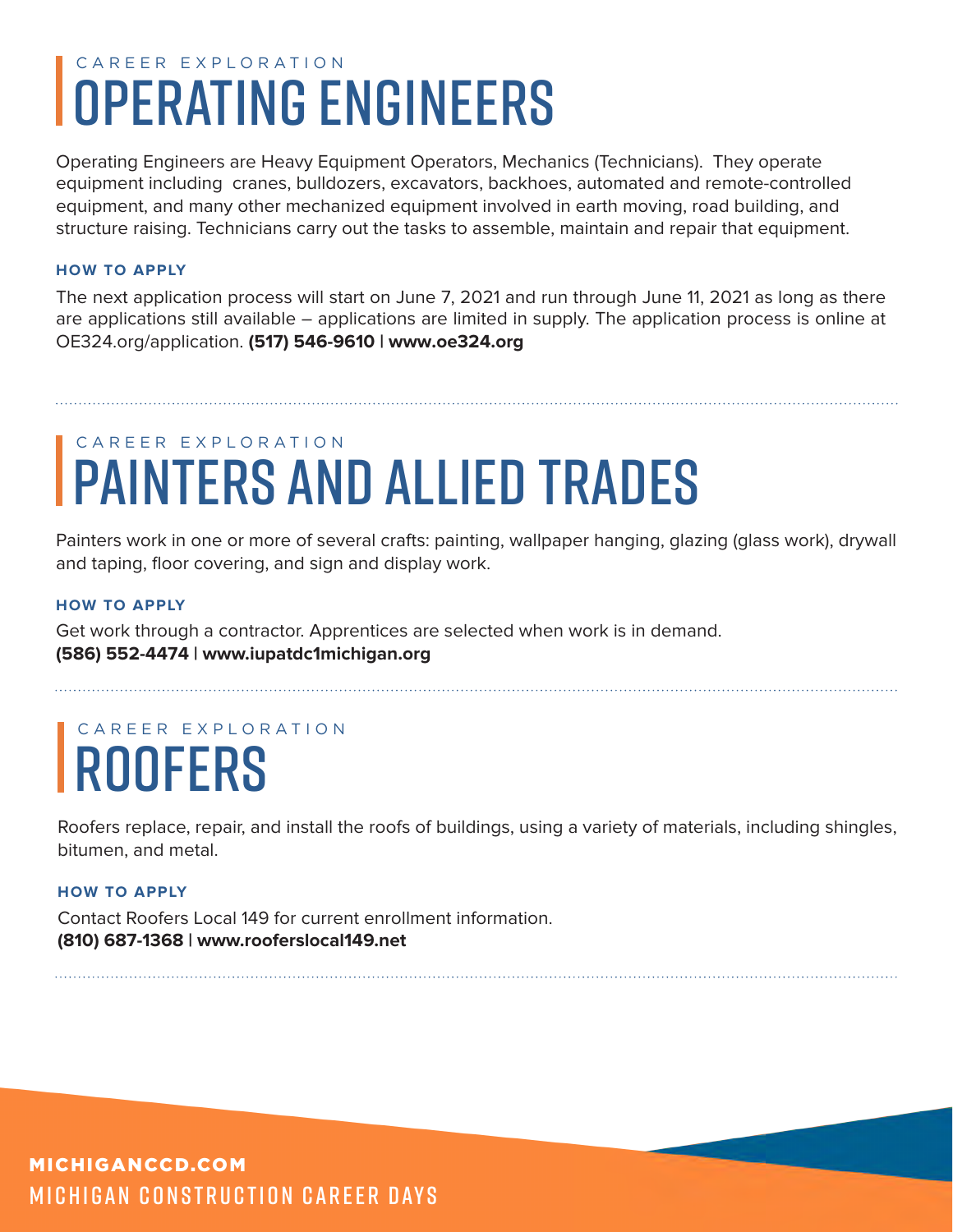CAREER EXPLORATION

# OPERATING ENGINEERS

Operating Engineers are Heavy Equipment Operators, Mechanics (Technicians). They operate equipment including cranes, bulldozers, excavators, backhoes, automated and remote-controlled equipment, and many other mechanized equipment involved in earth moving, road building, and structure raising. Technicians carry out the tasks to assemble, maintain and repair that equipment.

### HOW TO APPLY

The next application process will start on June 7, 2021 and run through June 11, 2021 as long as there are applications still available – applications are limited in supply. The application process is online at OE324.org/application. **(517) 546-9610 | www.oe324.org**

---

CAREER EXPLORATION

# PAINTERS AND ALLIED TRADES

Painters work in one or more of several crafts: painting, wallpaper hanging, glazing (glass work), drywall and taping, floor covering, and sign and display work.

### HOW TO APPLY

Get work through a contractor. Apprentices are selected when work is in demand.
**(586) 552-4474 | www.iupatdc1michigan.org**

---

CAREER EXPLORATION

# ROOFERS

Roofers replace, repair, and install the roofs of buildings, using a variety of materials, including shingles, bitumen, and metal.

### HOW TO APPLY

Contact Roofers Local 149 for current enrollment information.
**(810) 687-1368 | www.rooferslocal149.net**

---

**MICHIGANCCD.COM**
MICHIGAN CONSTRUCTION CAREER DAYS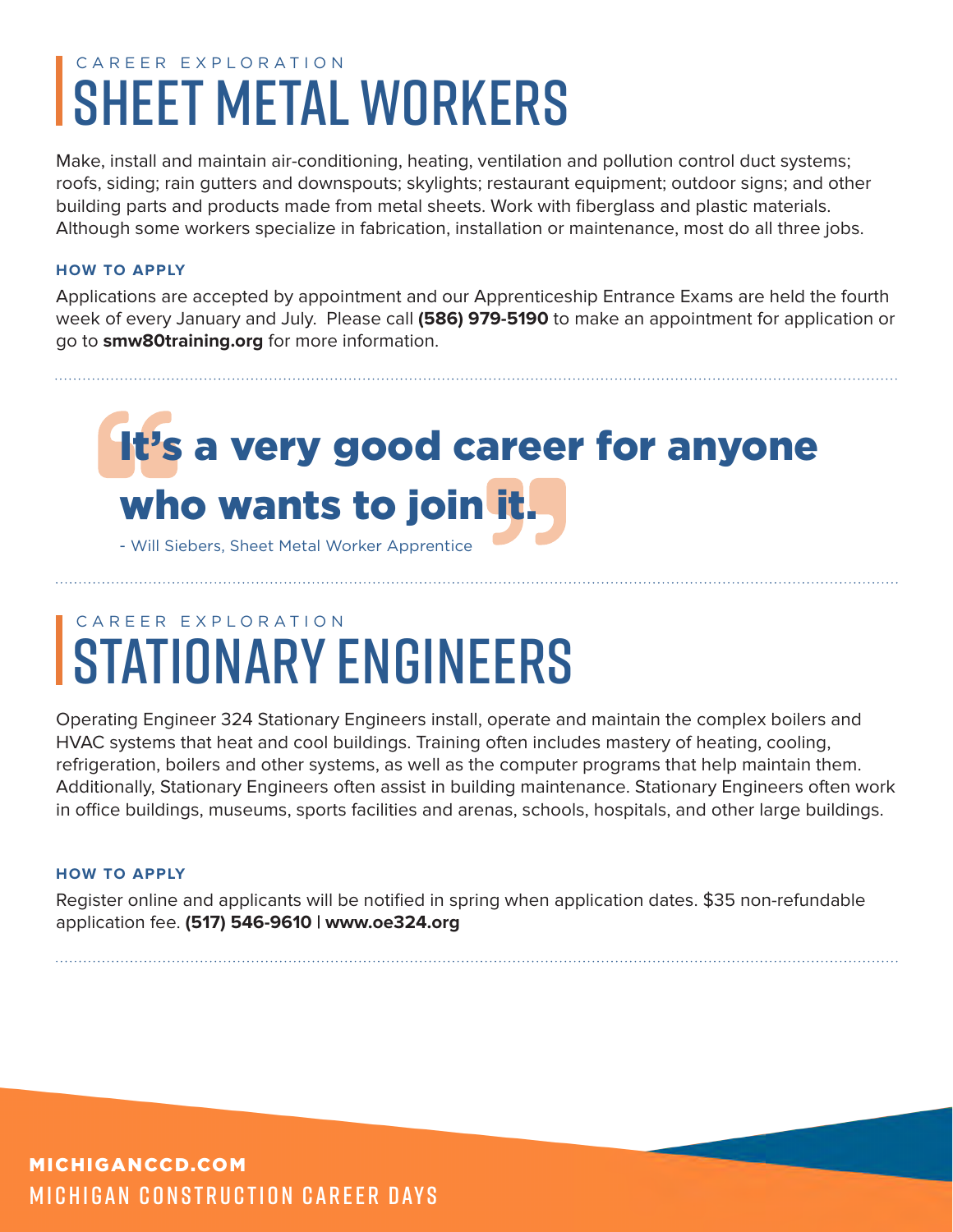CAREER EXPLORATION

# SHEET METAL WORKERS

Make, install and maintain air-conditioning, heating, ventilation and pollution control duct systems; roofs, siding; rain gutters and downspouts; skylights; restaurant equipment; outdoor signs; and other building parts and products made from metal sheets. Work with fiberglass and plastic materials. Although some workers specialize in fabrication, installation or maintenance, most do all three jobs.

### HOW TO APPLY

Applications are accepted by appointment and our Apprenticeship Entrance Exams are held the fourth week of every January and July. Please call **(586) 979-5190** to make an appointment for application or go to **smw80training.org** for more information.

> **It's a very good career for anyone who wants to join it.**
>
> - Will Siebers, Sheet Metal Worker Apprentice

CAREER EXPLORATION

# STATIONARY ENGINEERS

Operating Engineer 324 Stationary Engineers install, operate and maintain the complex boilers and HVAC systems that heat and cool buildings. Training often includes mastery of heating, cooling, refrigeration, boilers and other systems, as well as the computer programs that help maintain them. Additionally, Stationary Engineers often assist in building maintenance. Stationary Engineers often work in office buildings, museums, sports facilities and arenas, schools, hospitals, and other large buildings.

### HOW TO APPLY

Register online and applicants will be notified in spring when application dates. $35 non-refundable application fee. **(517) 546-9610** | **www.oe324.org**

**MICHIGANCCD.COM**
MICHIGAN CONSTRUCTION CAREER DAYS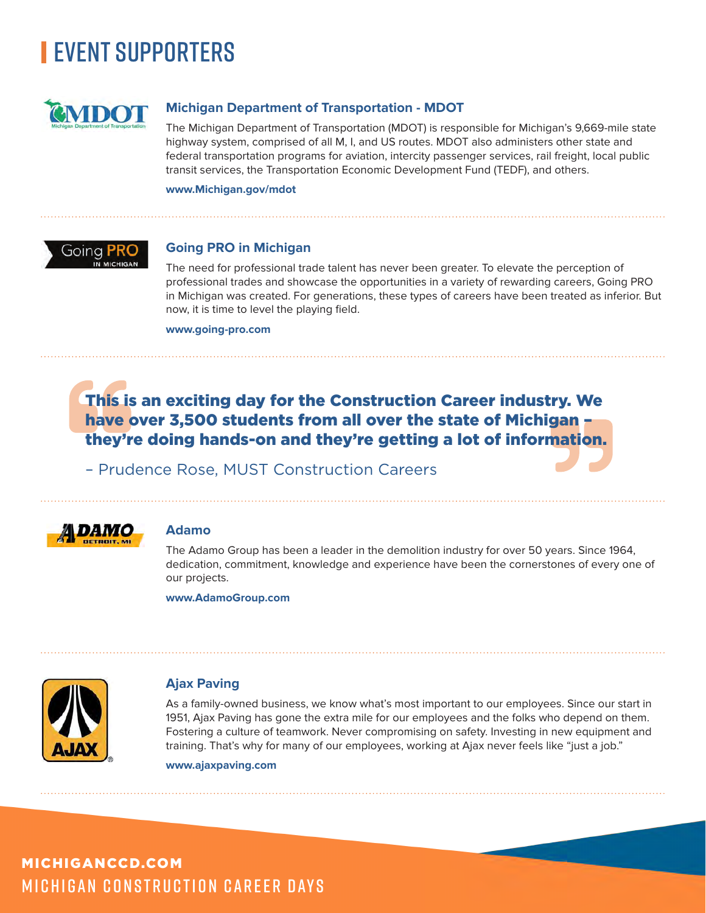# EVENT SUPPORTERS

### Michigan Department of Transportation - MDOT

The Michigan Department of Transportation (MDOT) is responsible for Michigan's 9,669-mile state highway system, comprised of all M, I, and US routes. MDOT also administers other state and federal transportation programs for aviation, intercity passenger services, rail freight, local public transit services, the Transportation Economic Development Fund (TEDF), and others.

**www.Michigan.gov/mdot**

### Going PRO in Michigan

The need for professional trade talent has never been greater. To elevate the perception of professional trades and showcase the opportunities in a variety of rewarding careers, Going PRO in Michigan was created. For generations, these types of careers have been treated as inferior. But now, it is time to level the playing field.

**www.going-pro.com**

> **This is an exciting day for the Construction Career industry. We have over 3,500 students from all over the state of Michigan – they're doing hands-on and they're getting a lot of information.**
>
> – Prudence Rose, MUST Construction Careers

### Adamo

The Adamo Group has been a leader in the demolition industry for over 50 years. Since 1964, dedication, commitment, knowledge and experience have been the cornerstones of every one of our projects.

**www.AdamoGroup.com**

### Ajax Paving

As a family-owned business, we know what's most important to our employees. Since our start in 1951, Ajax Paving has gone the extra mile for our employees and the folks who depend on them. Fostering a culture of teamwork. Never compromising on safety. Investing in new equipment and training. That's why for many of our employees, working at Ajax never feels like "just a job."

**www.ajaxpaving.com**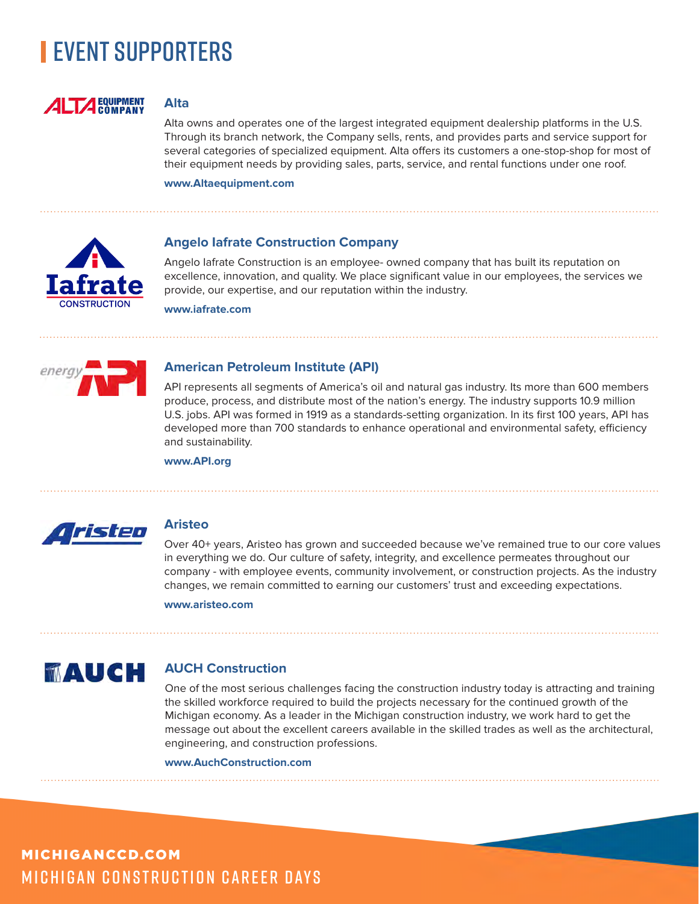# EVENT SUPPORTERS

## Alta

Alta owns and operates one of the largest integrated equipment dealership platforms in the U.S. Through its branch network, the Company sells, rents, and provides parts and service support for several categories of specialized equipment. Alta offers its customers a one-stop-shop for most of their equipment needs by providing sales, parts, service, and rental functions under one roof.

**www.Altaequipment.com**

## Angelo Iafrate Construction Company

Angelo Iafrate Construction is an employee- owned company that has built its reputation on excellence, innovation, and quality. We place significant value in our employees, the services we provide, our expertise, and our reputation within the industry.

**www.iafrate.com**

## American Petroleum Institute (API)

API represents all segments of America's oil and natural gas industry. Its more than 600 members produce, process, and distribute most of the nation's energy. The industry supports 10.9 million U.S. jobs. API was formed in 1919 as a standards-setting organization. In its first 100 years, API has developed more than 700 standards to enhance operational and environmental safety, efficiency and sustainability.

**www.API.org**

## Aristeo

Over 40+ years, Aristeo has grown and succeeded because we've remained true to our core values in everything we do. Our culture of safety, integrity, and excellence permeates throughout our company - with employee events, community involvement, or construction projects. As the industry changes, we remain committed to earning our customers' trust and exceeding expectations.

**www.aristeo.com**

## AUCH Construction

One of the most serious challenges facing the construction industry today is attracting and training the skilled workforce required to build the projects necessary for the continued growth of the Michigan economy. As a leader in the Michigan construction industry, we work hard to get the message out about the excellent careers available in the skilled trades as well as the architectural, engineering, and construction professions.

**www.AuchConstruction.com**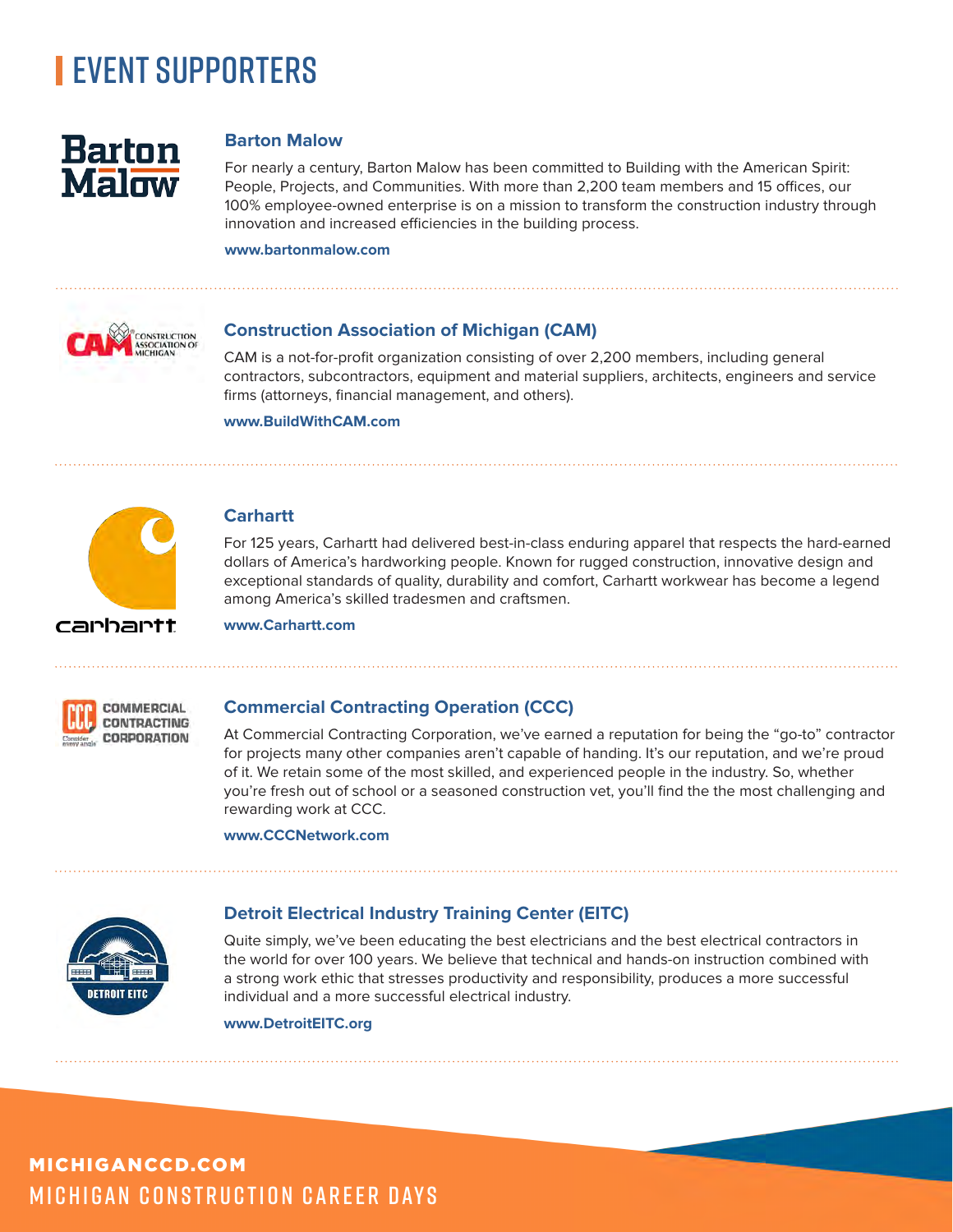# EVENT SUPPORTERS

## Barton Malow

For nearly a century, Barton Malow has been committed to Building with the American Spirit: People, Projects, and Communities. With more than 2,200 team members and 15 offices, our 100% employee-owned enterprise is on a mission to transform the construction industry through innovation and increased efficiencies in the building process.

**www.bartonmalow.com**

## Construction Association of Michigan (CAM)

CAM is a not-for-profit organization consisting of over 2,200 members, including general contractors, subcontractors, equipment and material suppliers, architects, engineers and service firms (attorneys, financial management, and others).

**www.BuildWithCAM.com**

## Carhartt

For 125 years, Carhartt had delivered best-in-class enduring apparel that respects the hard-earned dollars of America's hardworking people. Known for rugged construction, innovative design and exceptional standards of quality, durability and comfort, Carhartt workwear has become a legend among America's skilled tradesmen and craftsmen.

**www.Carhartt.com**

## Commercial Contracting Operation (CCC)

At Commercial Contracting Corporation, we've earned a reputation for being the "go-to" contractor for projects many other companies aren't capable of handing. It's our reputation, and we're proud of it. We retain some of the most skilled, and experienced people in the industry. So, whether you're fresh out of school or a seasoned construction vet, you'll find the the most challenging and rewarding work at CCC.

**www.CCCNetwork.com**

## Detroit Electrical Industry Training Center (EITC)

Quite simply, we've been educating the best electricians and the best electrical contractors in the world for over 100 years. We believe that technical and hands-on instruction combined with a strong work ethic that stresses productivity and responsibility, produces a more successful individual and a more successful electrical industry.

**www.DetroitEITC.org**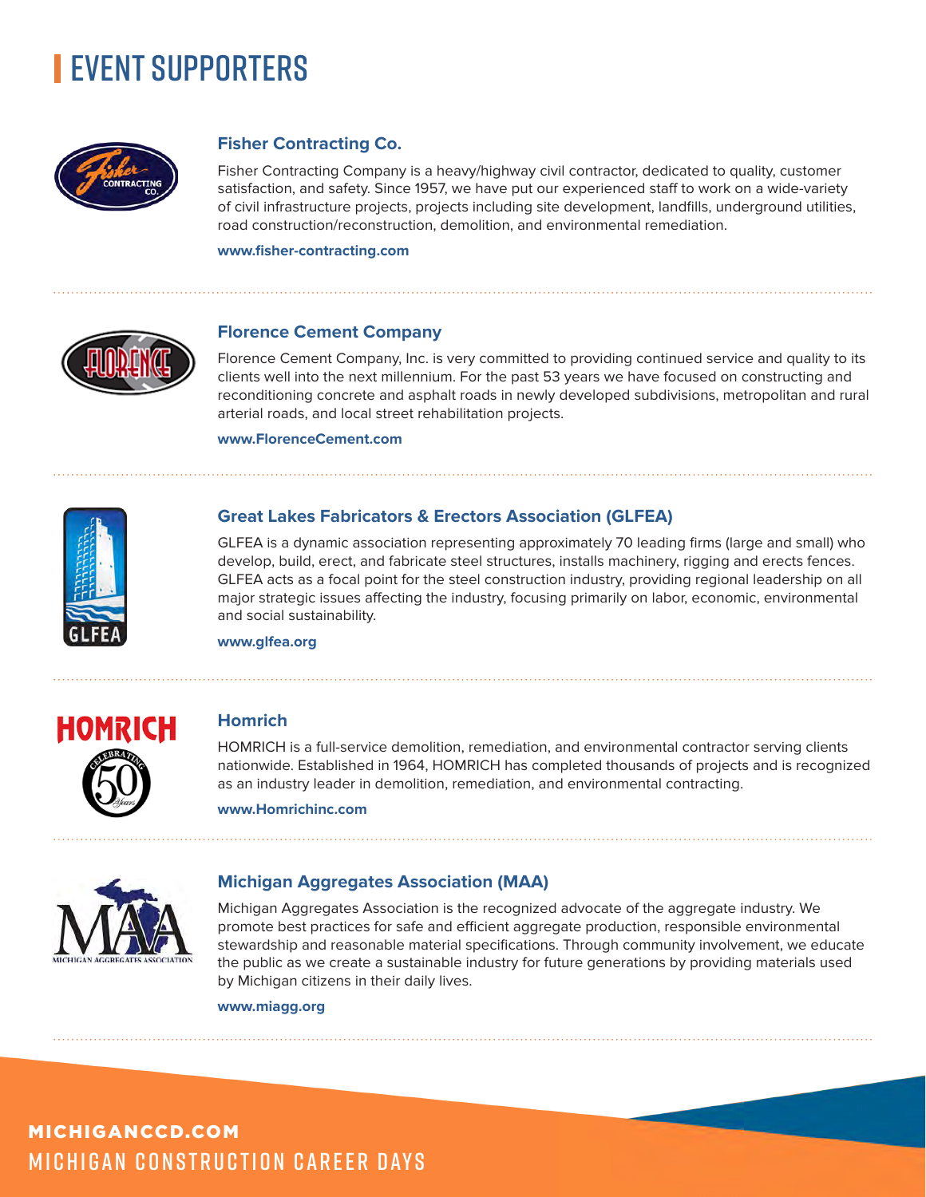# EVENT SUPPORTERS

## Fisher Contracting Co.

Fisher Contracting Company is a heavy/highway civil contractor, dedicated to quality, customer satisfaction, and safety. Since 1957, we have put our experienced staff to work on a wide-variety of civil infrastructure projects, projects including site development, landfills, underground utilities, road construction/reconstruction, demolition, and environmental remediation.

**www.fisher-contracting.com**

## Florence Cement Company

Florence Cement Company, Inc. is very committed to providing continued service and quality to its clients well into the next millennium. For the past 53 years we have focused on constructing and reconditioning concrete and asphalt roads in newly developed subdivisions, metropolitan and rural arterial roads, and local street rehabilitation projects.

**www.FlorenceCement.com**

## Great Lakes Fabricators & Erectors Association (GLFEA)

GLFEA is a dynamic association representing approximately 70 leading firms (large and small) who develop, build, erect, and fabricate steel structures, installs machinery, rigging and erects fences. GLFEA acts as a focal point for the steel construction industry, providing regional leadership on all major strategic issues affecting the industry, focusing primarily on labor, economic, environmental and social sustainability.

**www.glfea.org**

## Homrich

HOMRICH is a full-service demolition, remediation, and environmental contractor serving clients nationwide. Established in 1964, HOMRICH has completed thousands of projects and is recognized as an industry leader in demolition, remediation, and environmental contracting.

**www.Homrichinc.com**

## Michigan Aggregates Association (MAA)

Michigan Aggregates Association is the recognized advocate of the aggregate industry. We promote best practices for safe and efficient aggregate production, responsible environmental stewardship and reasonable material specifications. Through community involvement, we educate the public as we create a sustainable industry for future generations by providing materials used by Michigan citizens in their daily lives.

**www.miagg.org**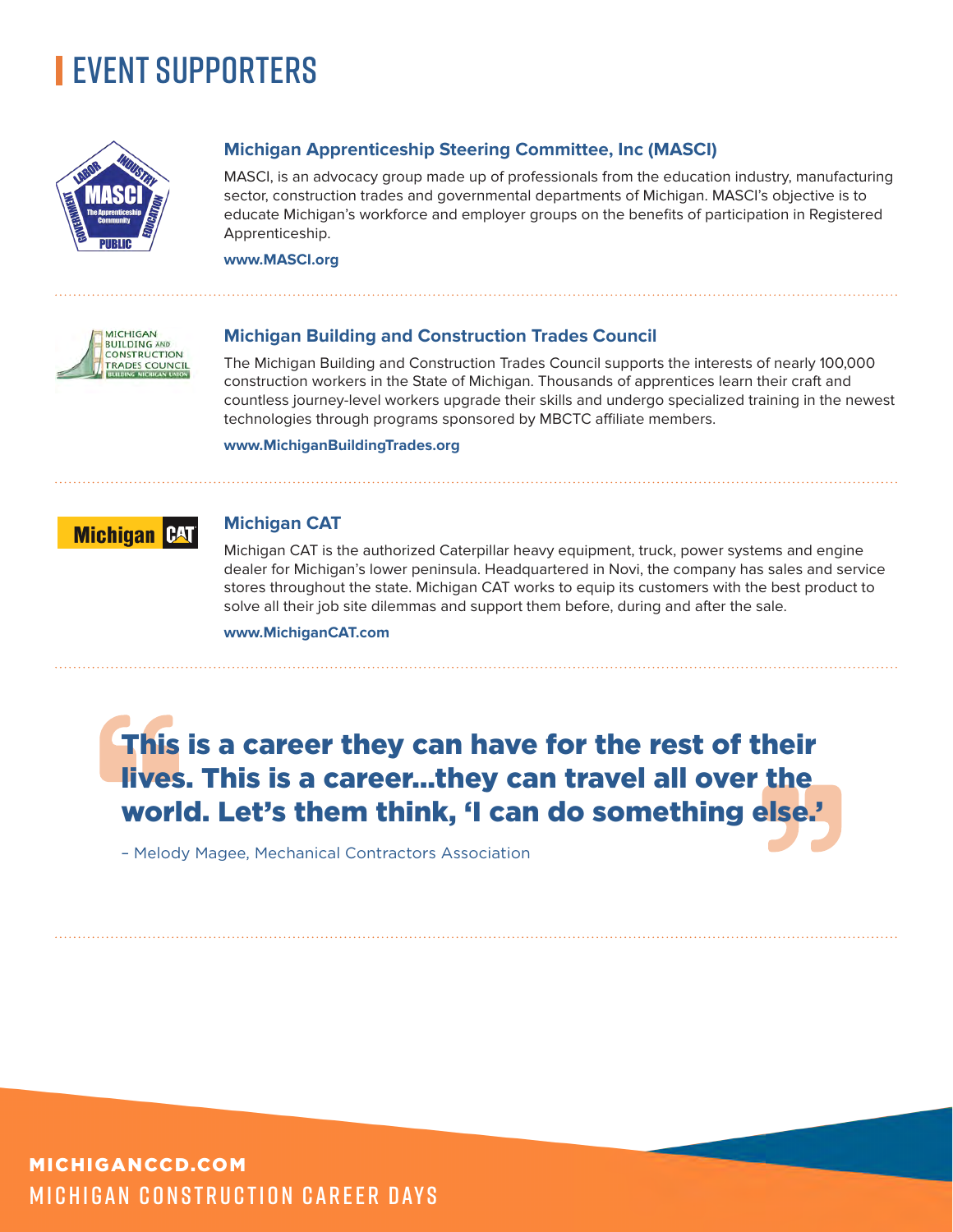# EVENT SUPPORTERS

### Michigan Apprenticeship Steering Committee, Inc (MASCI)

MASCI, is an advocacy group made up of professionals from the education industry, manufacturing sector, construction trades and governmental departments of Michigan. MASCI's objective is to educate Michigan's workforce and employer groups on the benefits of participation in Registered Apprenticeship.

**www.MASCI.org**

### Michigan Building and Construction Trades Council

The Michigan Building and Construction Trades Council supports the interests of nearly 100,000 construction workers in the State of Michigan. Thousands of apprentices learn their craft and countless journey-level workers upgrade their skills and undergo specialized training in the newest technologies through programs sponsored by MBCTC affiliate members.

**www.MichiganBuildingTrades.org**

### Michigan CAT

Michigan CAT is the authorized Caterpillar heavy equipment, truck, power systems and engine dealer for Michigan's lower peninsula. Headquartered in Novi, the company has sales and service stores throughout the state. Michigan CAT works to equip its customers with the best product to solve all their job site dilemmas and support them before, during and after the sale.

**www.MichiganCAT.com**

> **This is a career they can have for the rest of their lives. This is a career...they can travel all over the world. Let's them think, 'I can do something else.'**
>
> – Melody Magee, Mechanical Contractors Association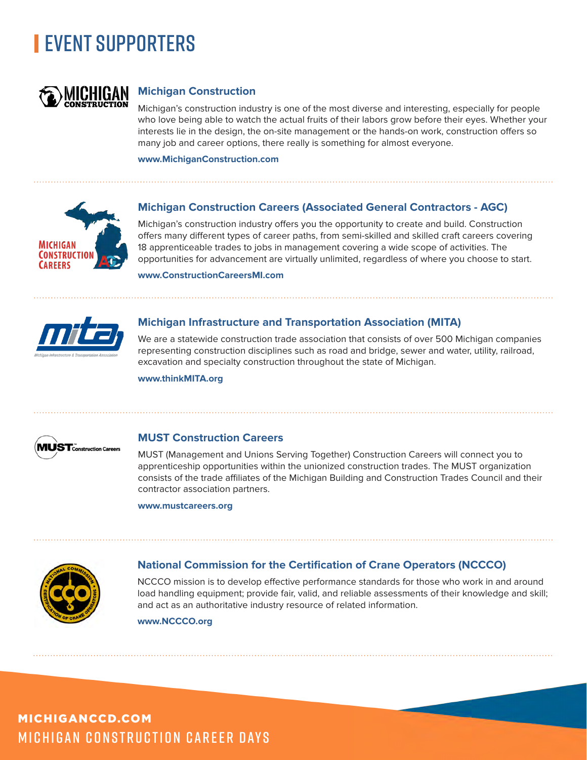# EVENT SUPPORTERS

### Michigan Construction

Michigan's construction industry is one of the most diverse and interesting, especially for people who love being able to watch the actual fruits of their labors grow before their eyes. Whether your interests lie in the design, the on-site management or the hands-on work, construction offers so many job and career options, there really is something for almost everyone.

**www.MichiganConstruction.com**

### Michigan Construction Careers (Associated General Contractors - AGC)

Michigan's construction industry offers you the opportunity to create and build. Construction offers many different types of career paths, from semi-skilled and skilled craft careers covering 18 apprenticeable trades to jobs in management covering a wide scope of activities. The opportunities for advancement are virtually unlimited, regardless of where you choose to start.

**www.ConstructionCareersMI.com**

### Michigan Infrastructure and Transportation Association (MITA)

We are a statewide construction trade association that consists of over 500 Michigan companies representing construction disciplines such as road and bridge, sewer and water, utility, railroad, excavation and specialty construction throughout the state of Michigan.

**www.thinkMITA.org**

### MUST Construction Careers

MUST (Management and Unions Serving Together) Construction Careers will connect you to apprenticeship opportunities within the unionized construction trades. The MUST organization consists of the trade affiliates of the Michigan Building and Construction Trades Council and their contractor association partners.

**www.mustcareers.org**

### National Commission for the Certification of Crane Operators (NCCCO)

NCCCO mission is to develop effective performance standards for those who work in and around load handling equipment; provide fair, valid, and reliable assessments of their knowledge and skill; and act as an authoritative industry resource of related information.

**www.NCCCO.org**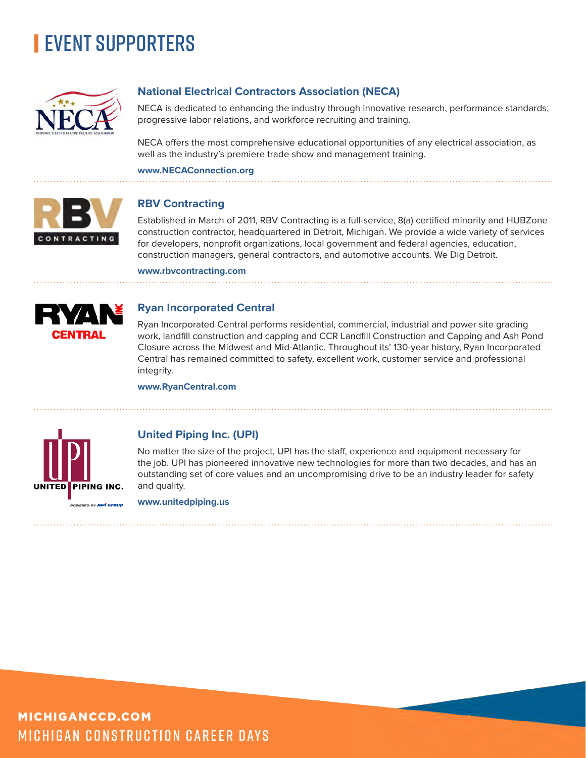# EVENT SUPPORTERS

## National Electrical Contractors Association (NECA)

NECA is dedicated to enhancing the industry through innovative research, performance standards, progressive labor relations, and workforce recruiting and training.

NECA offers the most comprehensive educational opportunities of any electrical association, as well as the industry's premiere trade show and management training.

**www.NECAConnection.org**

## RBV Contracting

Established in March of 2011, RBV Contracting is a full-service, 8(a) certified minority and HUBZone construction contractor, headquartered in Detroit, Michigan. We provide a wide variety of services for developers, nonprofit organizations, local government and federal agencies, education, construction managers, general contractors, and automotive accounts. We Dig Detroit.

**www.rbvcontracting.com**

## Ryan Incorporated Central

Ryan Incorporated Central performs residential, commercial, industrial and power site grading work, landfill construction and capping and CCR Landfill Construction and Capping and Ash Pond Closure across the Midwest and Mid-Atlantic. Throughout its' 130-year history, Ryan Incorporated Central has remained committed to safety, excellent work, customer service and professional integrity.

**www.RyanCentral.com**

## United Piping Inc. (UPI)

No matter the size of the project, UPI has the staff, experience and equipment necessary for the job. UPI has pioneered innovative new technologies for more than two decades, and has an outstanding set of core values and an uncompromising drive to be an industry leader for safety and quality.

**www.unitedpiping.us**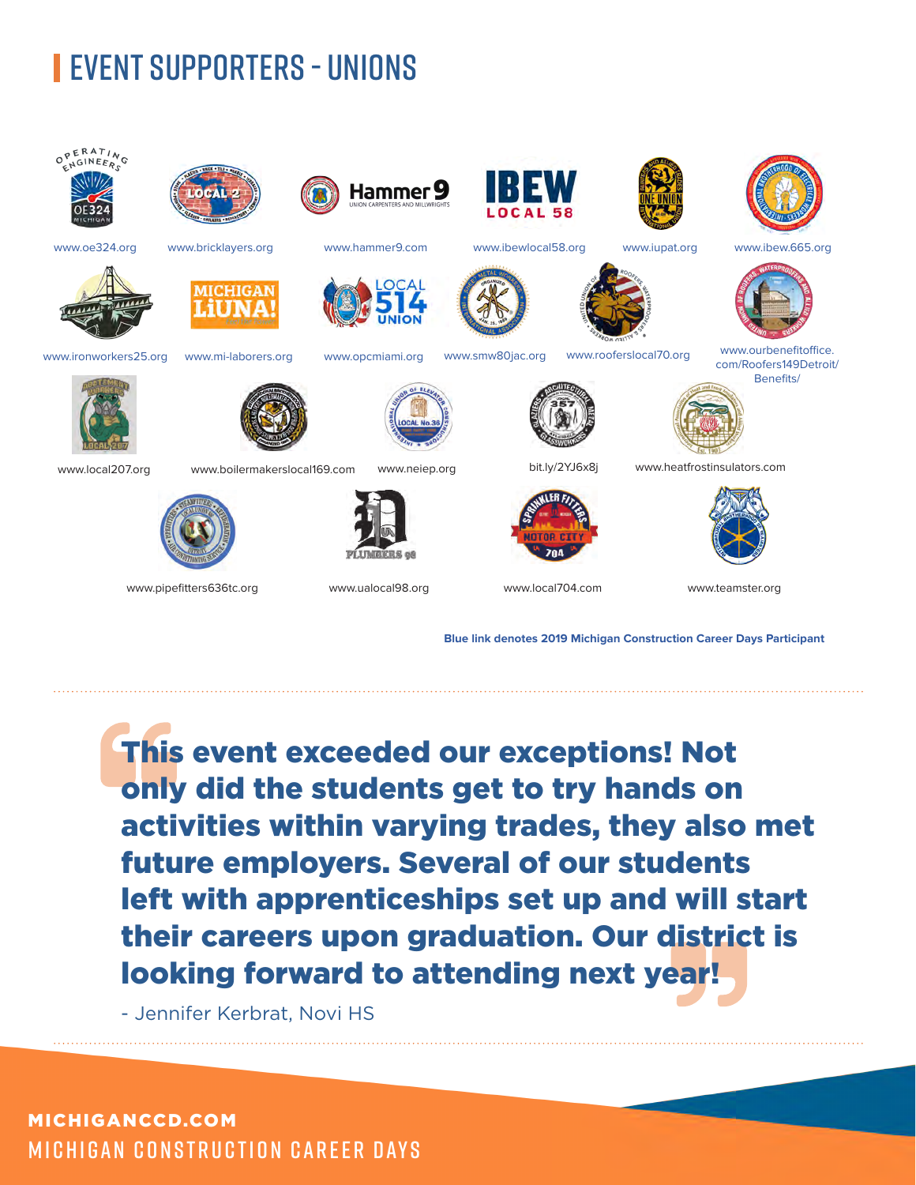# EVENT SUPPORTERS - UNIONS

www.oe324.org

www.bricklayers.org

www.hammer9.com

www.ibewlocal58.org

www.iupat.org

www.ibew.665.org

www.ironworkers25.org

www.mi-laborers.org

www.opcmiami.org

www.smw80jac.org

www.rooferslocal70.org

www.ourbenefitoffice.com/Roofers149Detroit/Benefits/

www.local207.org

www.boilermakerslocal169.com

www.neiep.org

bit.ly/2YJ6x8j

www.heatfrostinsulators.com

www.pipefitters636tc.org

www.ualocal98.org

www.local704.com

www.teamster.org

**Blue link denotes 2019 Michigan Construction Career Days Participant**

> **This event exceeded our exceptions! Not only did the students get to try hands on activities within varying trades, they also met future employers. Several of our students left with apprenticeships set up and will start their careers upon graduation. Our district is looking forward to attending next year!**
>
> - Jennifer Kerbrat, Novi HS

**MICHIGANCCD.COM**

MICHIGAN CONSTRUCTION CAREER DAYS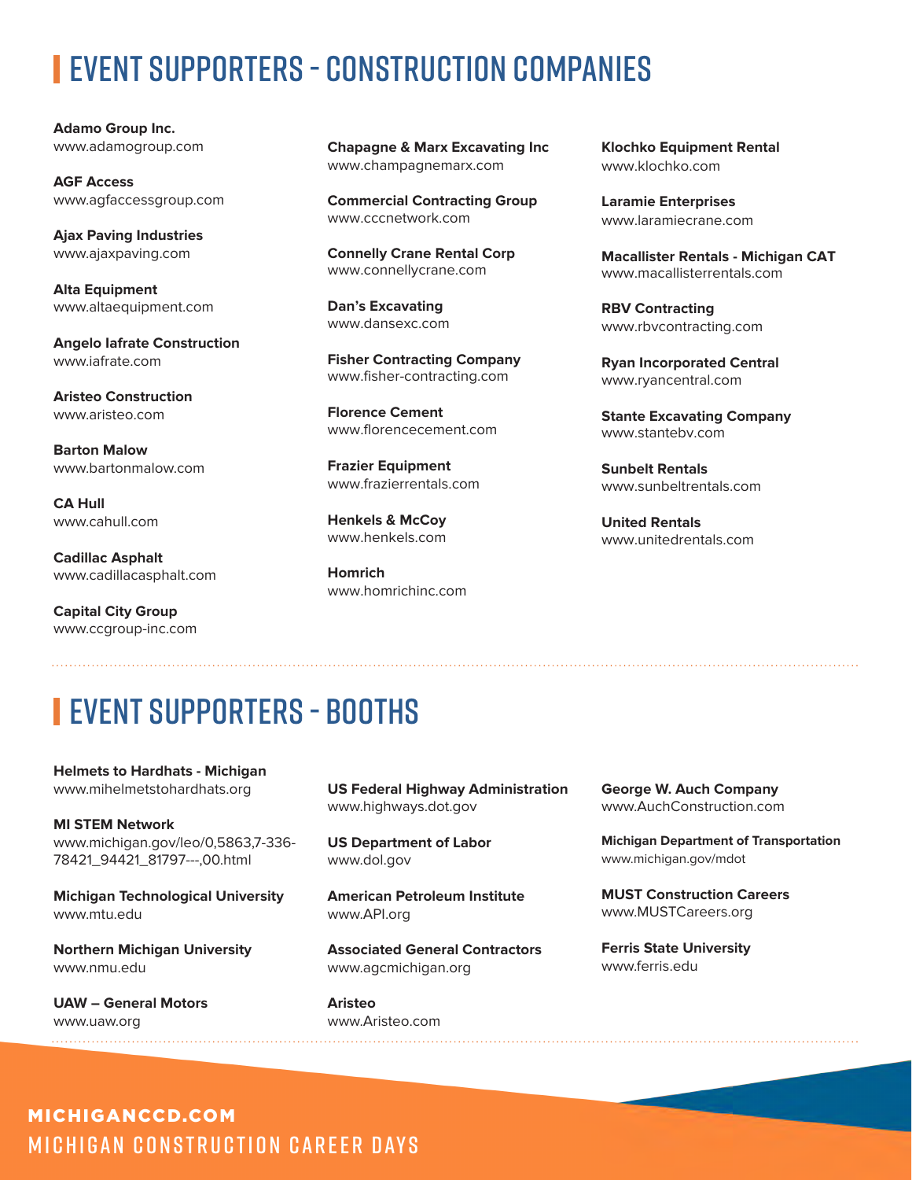# EVENT SUPPORTERS - CONSTRUCTION COMPANIES

**Adamo Group Inc.**
www.adamogroup.com

**AGF Access**
www.agfaccessgroup.com

**Ajax Paving Industries**
www.ajaxpaving.com

**Alta Equipment**
www.altaequipment.com

**Angelo Iafrate Construction**
www.iafrate.com

**Aristeo Construction**
www.aristeo.com

**Barton Malow**
www.bartonmalow.com

**CA Hull**
www.cahull.com

**Cadillac Asphalt**
www.cadillacasphalt.com

**Capital City Group**
www.ccgroup-inc.com

**Chapagne & Marx Excavating Inc**
www.champagnemarx.com

**Commercial Contracting Group**
www.cccnetwork.com

**Connelly Crane Rental Corp**
www.connellycrane.com

**Dan's Excavating**
www.dansexc.com

**Fisher Contracting Company**
www.fisher-contracting.com

**Florence Cement**
www.florencecement.com

**Frazier Equipment**
www.frazierrentals.com

**Henkels & McCoy**
www.henkels.com

**Homrich**
www.homrichinc.com

**Klochko Equipment Rental**
www.klochko.com

**Laramie Enterprises**
www.laramiecrane.com

**Macallister Rentals - Michigan CAT**
www.macallisterrentals.com

**RBV Contracting**
www.rbvcontracting.com

**Ryan Incorporated Central**
www.ryancentral.com

**Stante Excavating Company**
www.stantebv.com

**Sunbelt Rentals**
www.sunbeltrentals.com

**United Rentals**
www.unitedrentals.com

# EVENT SUPPORTERS - BOOTHS

**Helmets to Hardhats - Michigan**
www.mihelmetstohardhats.org

**MI STEM Network**
www.michigan.gov/leo/0,5863,7-336-78421_94421_81797---,00.html

**Michigan Technological University**
www.mtu.edu

**Northern Michigan University**
www.nmu.edu

**UAW – General Motors**
www.uaw.org

**US Federal Highway Administration**
www.highways.dot.gov

**US Department of Labor**
www.dol.gov

**American Petroleum Institute**
www.API.org

**Associated General Contractors**
www.agcmichigan.org

**Aristeo**
www.Aristeo.com

**George W. Auch Company**
www.AuchConstruction.com

**Michigan Department of Transportation**
www.michigan.gov/mdot

**MUST Construction Careers**
www.MUSTCareers.org

**Ferris State University**
www.ferris.edu

**MICHIGANCCD.COM**
MICHIGAN CONSTRUCTION CAREER DAYS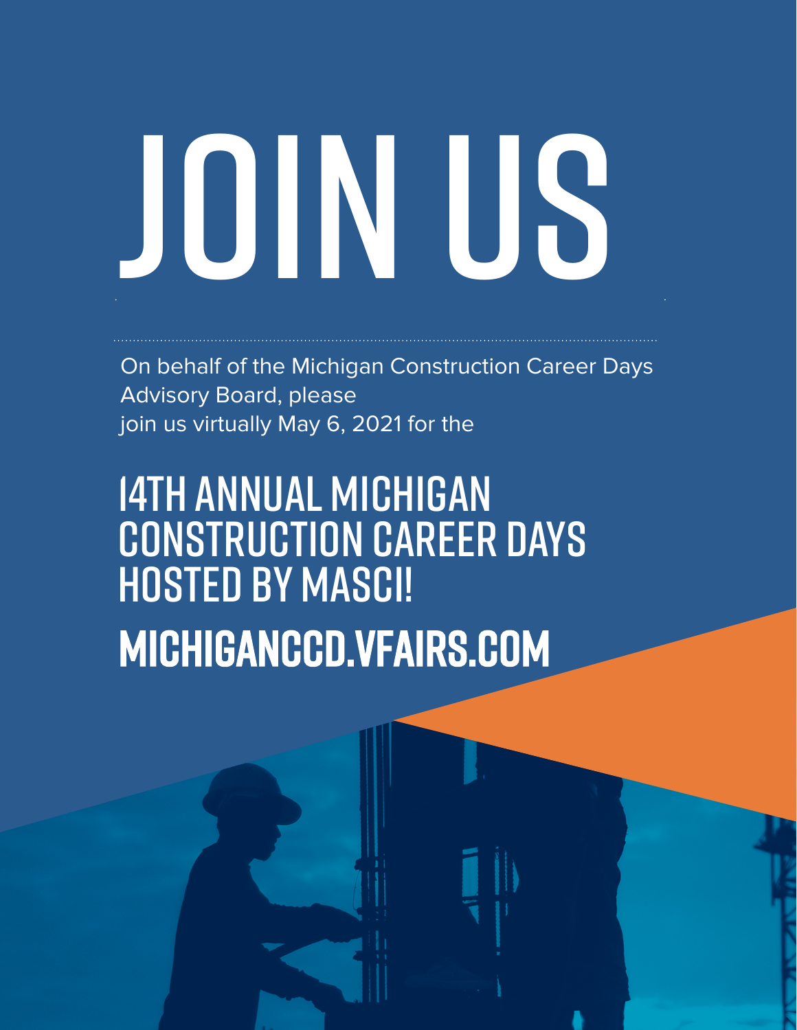# JOIN US

On behalf of the Michigan Construction Career Days Advisory Board, please join us virtually May 6, 2021 for the

## 14TH ANNUAL MICHIGAN CONSTRUCTION CAREER DAYS HOSTED BY MASCI!

## MICHIGANCCD.VFAIRS.COM